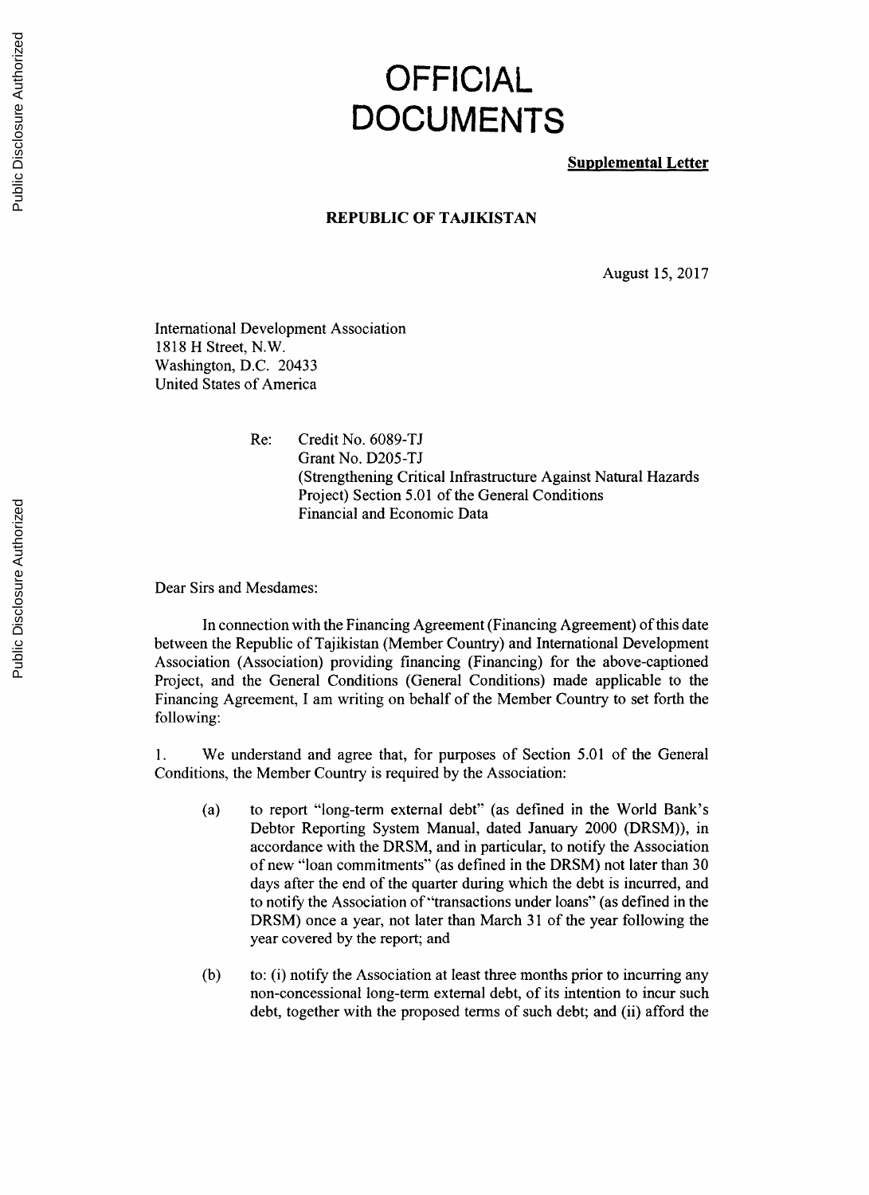# OFFICIAL DOCUMENTS

**Supplemental Letter**

**REPUBLIC OF TAJIKISTAN**

August 15, 2017

International Development Association
1818 H Street, N.W.
Washington, D.C. 20433
United States of America

Re: Credit No. 6089-TJ
Grant No. D205-TJ
(Strengthening Critical Infrastructure Against Natural Hazards Project) Section 5.01 of the General Conditions
Financial and Economic Data

Dear Sirs and Mesdames:

In connection with the Financing Agreement (Financing Agreement) of this date between the Republic of Tajikistan (Member Country) and International Development Association (Association) providing financing (Financing) for the above-captioned Project, and the General Conditions (General Conditions) made applicable to the Financing Agreement, I am writing on behalf of the Member Country to set forth the following:

1. We understand and agree that, for purposes of Section 5.01 of the General Conditions, the Member Country is required by the Association:

   (a) to report "long-term external debt" (as defined in the World Bank's Debtor Reporting System Manual, dated January 2000 (DRSM)), in accordance with the DRSM, and in particular, to notify the Association of new "loan commitments" (as defined in the DRSM) not later than 30 days after the end of the quarter during which the debt is incurred, and to notify the Association of "transactions under loans" (as defined in the DRSM) once a year, not later than March 31 of the year following the year covered by the report; and

   (b) to: (i) notify the Association at least three months prior to incurring any non-concessional long-term external debt, of its intention to incur such debt, together with the proposed terms of such debt; and (ii) afford the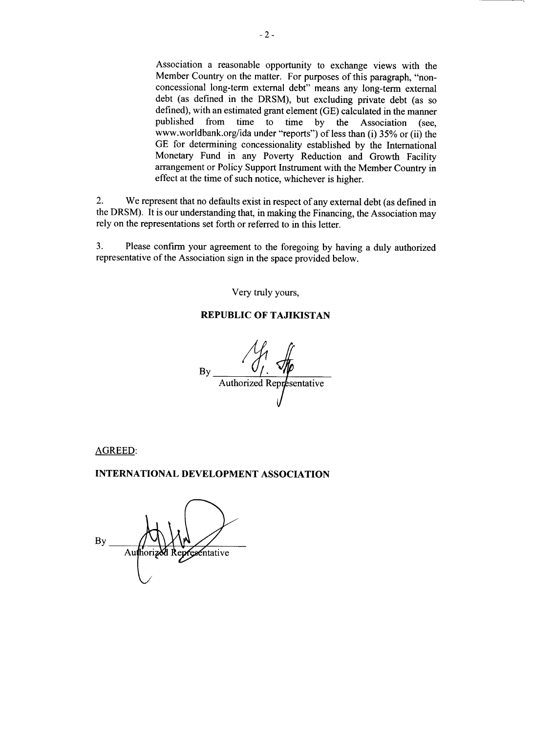Association a reasonable opportunity to exchange views with the Member Country on the matter. For purposes of this paragraph, "non-concessional long-term external debt" means any long-term external debt (as defined in the DRSM), but excluding private debt (as so defined), with an estimated grant element (GE) calculated in the manner published from time to time by the Association (see, www.worldbank.org/ida under "reports") of less than (i) 35% or (ii) the GE for determining concessionality established by the International Monetary Fund in any Poverty Reduction and Growth Facility arrangement or Policy Support Instrument with the Member Country in effect at the time of such notice, whichever is higher.

2. We represent that no defaults exist in respect of any external debt (as defined in the DRSM). It is our understanding that, in making the Financing, the Association may rely on the representations set forth or referred to in this letter.

3. Please confirm your agreement to the foregoing by having a duly authorized representative of the Association sign in the space provided below.

Very truly yours,

**REPUBLIC OF TAJIKISTAN**

By ______________________
Authorized Representative

AGREED:

**INTERNATIONAL DEVELOPMENT ASSOCIATION**

By ______________________
Authorized Representative